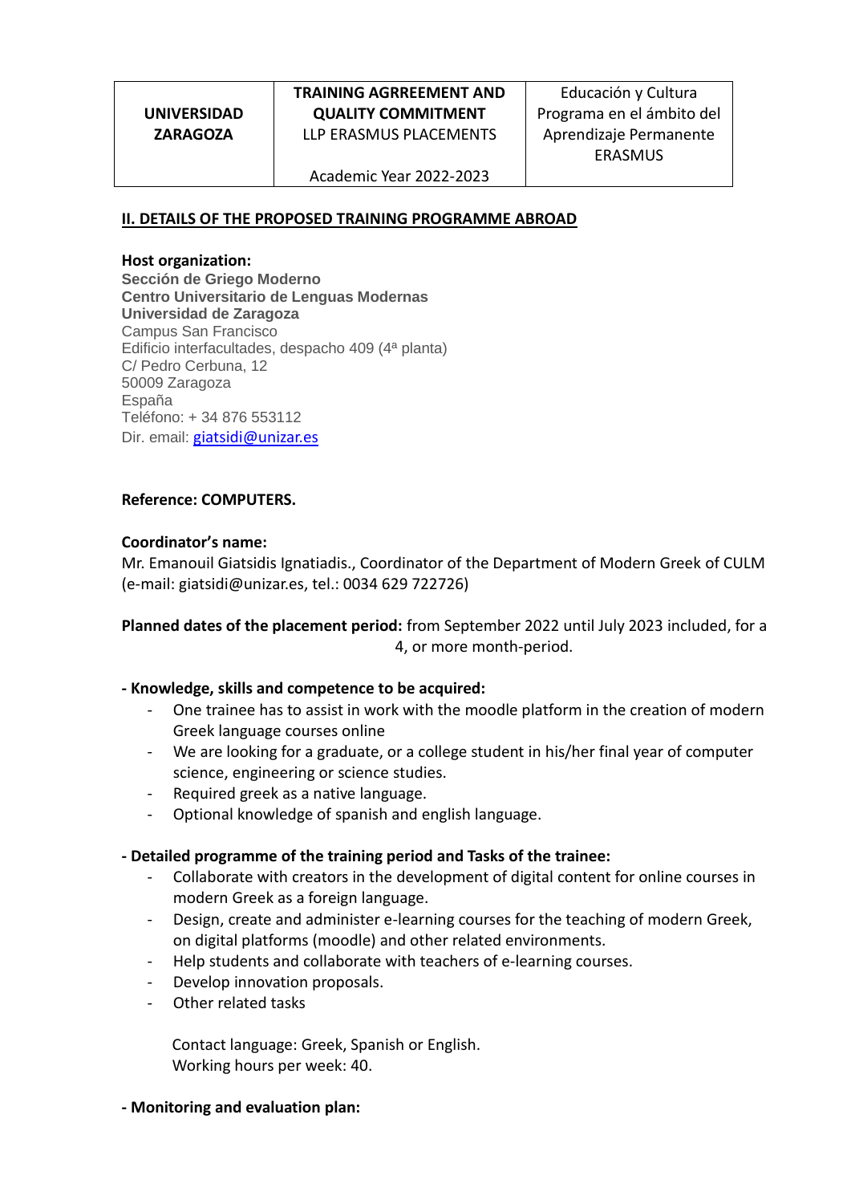| UNIVERSIDAD ZARAGOZA | TRAINING AGRREEMENT AND QUALITY COMMITMENT LLP ERASMUS PLACEMENTS Academic Year 2022-2023 | Educación y Cultura Programa en el ámbito del Aprendizaje Permanente ERASMUS |
|---|---|---|

## II. DETAILS OF THE PROPOSED TRAINING PROGRAMME ABROAD

**Host organization:**
**Sección de Griego Moderno**
**Centro Universitario de Lenguas Modernas**
**Universidad de Zaragoza**
Campus San Francisco
Edificio interfacultades, despacho 409 (4ª planta)
C/ Pedro Cerbuna, 12
50009 Zaragoza
España
Teléfono: + 34 876 553112
Dir. email: giatsidi@unizar.es

**Reference: COMPUTERS.**

**Coordinator's name:**
Mr. Emanouil Giatsidis Ignatiadis., Coordinator of the Department of Modern Greek of CULM (e-mail: giatsidi@unizar.es, tel.: 0034 629 722726)

**Planned dates of the placement period:** from September 2022 until July 2023 included, for a 4, or more month-period.

**- Knowledge, skills and competence to be acquired:**

- One trainee has to assist in work with the moodle platform in the creation of modern Greek language courses online
- We are looking for a graduate, or a college student in his/her final year of computer science, engineering or science studies.
- Required greek as a native language.
- Optional knowledge of spanish and english language.

**- Detailed programme of the training period and Tasks of the trainee:**

- Collaborate with creators in the development of digital content for online courses in modern Greek as a foreign language.
- Design, create and administer e-learning courses for the teaching of modern Greek, on digital platforms (moodle) and other related environments.
- Help students and collaborate with teachers of e-learning courses.
- Develop innovation proposals.
- Other related tasks

Contact language: Greek, Spanish or English.
Working hours per week: 40.

**- Monitoring and evaluation plan:**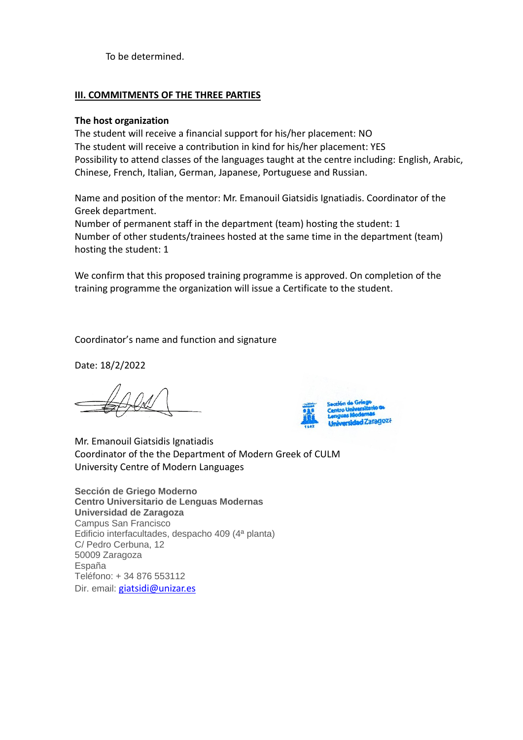To be determined.

**III. COMMITMENTS OF THE THREE PARTIES**

**The host organization**

The student will receive a financial support for his/her placement: NO
The student will receive a contribution in kind for his/her placement: YES
Possibility to attend classes of the languages taught at the centre including: English, Arabic, Chinese, French, Italian, German, Japanese, Portuguese and Russian.

Name and position of the mentor: Mr. Emanouil Giatsidis Ignatiadis. Coordinator of the Greek department.
Number of permanent staff in the department (team) hosting the student: 1
Number of other students/trainees hosted at the same time in the department (team) hosting the student: 1

We confirm that this proposed training programme is approved. On completion of the training programme the organization will issue a Certificate to the student.

Coordinator's name and function and signature

Date: 18/2/2022

Sección de Griego
Centro Universitario de Lenguas Modernas
Universidad Zaragoza

Mr. Emanouil Giatsidis Ignatiadis
Coordinator of the the Department of Modern Greek of CULM
University Centre of Modern Languages

**Sección de Griego Moderno**
**Centro Universitario de Lenguas Modernas**
**Universidad de Zaragoza**
Campus San Francisco
Edificio interfacultades, despacho 409 (4ª planta)
C/ Pedro Cerbuna, 12
50009 Zaragoza
España
Teléfono: + 34 876 553112
Dir. email: giatsidi@unizar.es